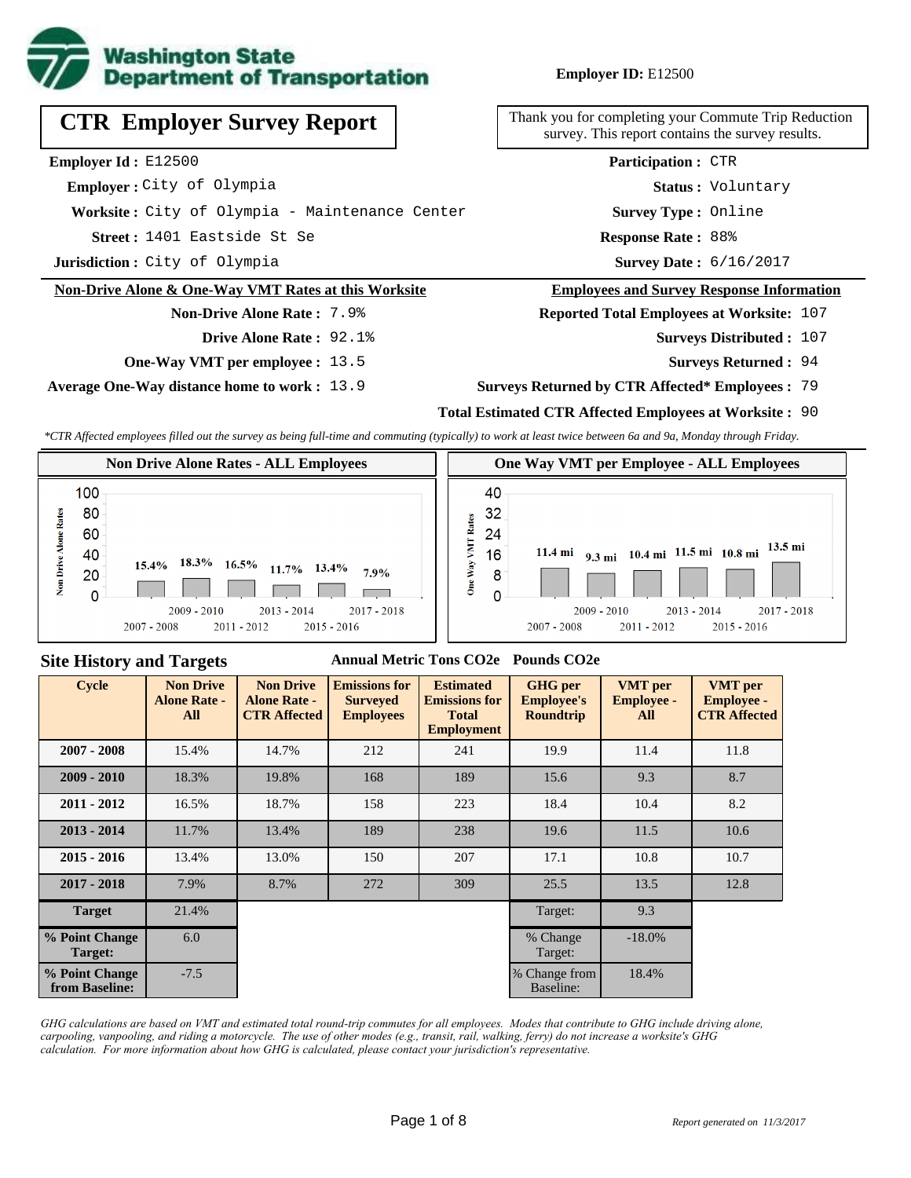**Employer ID:** E12500

# CTR Employer Survey Report

Thank you for completing your Commute Trip Reduction survey. This report contains the survey results.

**Employer Id :** E12500
**Employer :** City of Olympia
**Worksite :** City of Olympia - Maintenance Center
**Street :** 1401 Eastside St Se
**Jurisdiction :** City of Olympia

**Participation :** CTR
**Status :** Voluntary
**Survey Type :** Online
**Response Rate :** 88%
**Survey Date :** 6/16/2017

## Non-Drive Alone & One-Way VMT Rates at this Worksite

**Non-Drive Alone Rate :** 7.9%
**Drive Alone Rate :** 92.1%
**One-Way VMT per employee :** 13.5
**Average One-Way distance home to work :** 13.9

## Employees and Survey Response Information

**Reported Total Employees at Worksite:** 107
**Surveys Distributed :** 107
**Surveys Returned :** 94
**Surveys Returned by CTR Affected* Employees :** 79
**Total Estimated CTR Affected Employees at Worksite :** 90

*\*CTR Affected employees filled out the survey as being full-time and commuting (typically) to work at least twice between 6a and 9a, Monday through Friday.*

### Non Drive Alone Rates - ALL Employees

| Cycle | Non Drive Alone Rate |
|---|---|
| 2007 - 2008 | 15.4% |
| 2009 - 2010 | 18.3% |
| 2011 - 2012 | 16.5% |
| 2013 - 2014 | 11.7% |
| 2015 - 2016 | 13.4% |
| 2017 - 2018 | 7.9% |

### One Way VMT per Employee - ALL Employees

| Cycle | One Way VMT |
|---|---|
| 2007 - 2008 | 11.4 mi |
| 2009 - 2010 | 9.3 mi |
| 2011 - 2012 | 10.4 mi |
| 2013 - 2014 | 11.5 mi |
| 2015 - 2016 | 10.8 mi |
| 2017 - 2018 | 13.5 mi |

## Site History and Targets

| Cycle | Non Drive Alone Rate - All | Non Drive Alone Rate - CTR Affected | Emissions for Surveyed Employees (Annual Metric Tons CO2e) | Estimated Emissions for Total Employment (Annual Metric Tons CO2e) | GHG per Employee's Roundtrip (Pounds CO2e) | VMT per Employee - All | VMT per Employee - CTR Affected |
|---|---|---|---|---|---|---|---|
| 2007 - 2008 | 15.4% | 14.7% | 212 | 241 | 19.9 | 11.4 | 11.8 |
| 2009 - 2010 | 18.3% | 19.8% | 168 | 189 | 15.6 | 9.3 | 8.7 |
| 2011 - 2012 | 16.5% | 18.7% | 158 | 223 | 18.4 | 10.4 | 8.2 |
| 2013 - 2014 | 11.7% | 13.4% | 189 | 238 | 19.6 | 11.5 | 10.6 |
| 2015 - 2016 | 13.4% | 13.0% | 150 | 207 | 17.1 | 10.8 | 10.7 |
| 2017 - 2018 | 7.9% | 8.7% | 272 | 309 | 25.5 | 13.5 | 12.8 |
| Target | 21.4% | | | | Target: | 9.3 | |
| % Point Change Target: | 6.0 | | | | % Change Target: | -18.0% | |
| % Point Change from Baseline: | -7.5 | | | | % Change from Baseline: | 18.4% | |

*GHG calculations are based on VMT and estimated total round-trip commutes for all employees. Modes that contribute to GHG include driving alone, carpooling, vanpooling, and riding a motorcycle. The use of other modes (e.g., transit, rail, walking, ferry) do not increase a worksite's GHG calculation. For more information about how GHG is calculated, please contact your jurisdiction's representative.*

*Report generated on 11/3/2017*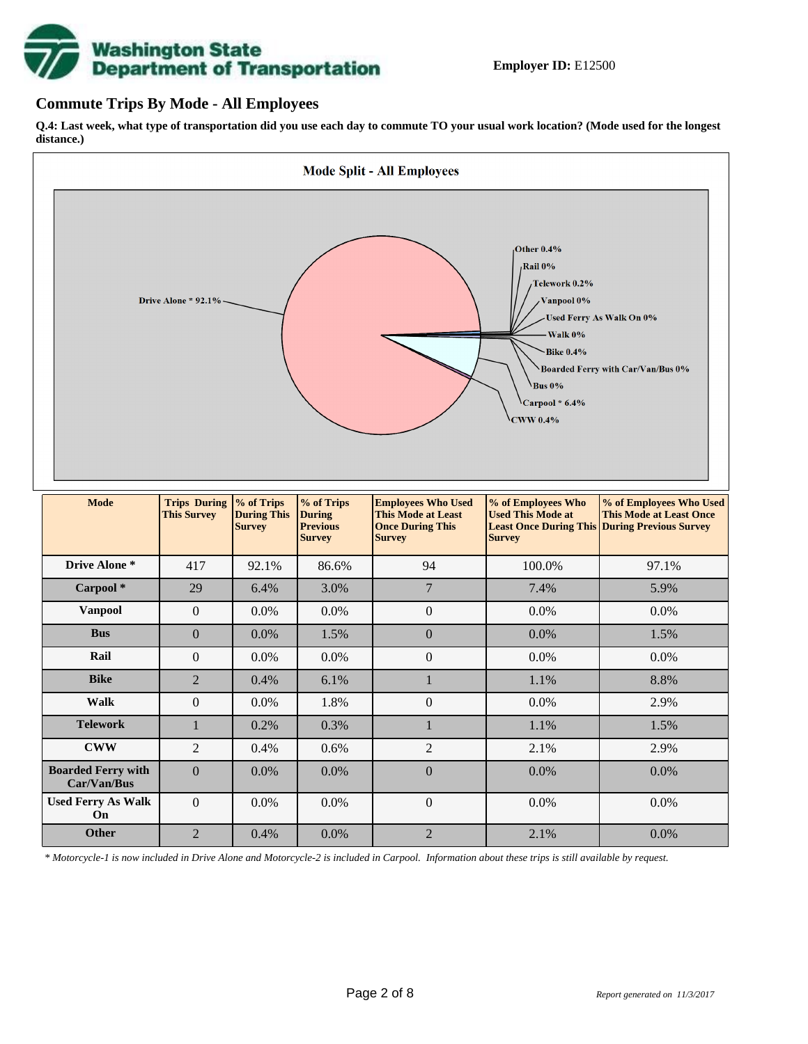**Employer ID:** E12500

## Commute Trips By Mode - All Employees

**Q.4: Last week, what type of transportation did you use each day to commute TO your usual work location? (Mode used for the longest distance.)**

**Mode Split - All Employees**

Drive Alone * 92.1%
Other 0.4%
Rail 0%
Telework 0.2%
Vanpool 0%
Used Ferry As Walk On 0%
Walk 0%
Bike 0.4%
Boarded Ferry with Car/Van/Bus 0%
Bus 0%
Carpool * 6.4%
CWW 0.4%

| Mode | Trips During This Survey | % of Trips During This Survey | % of Trips During Previous Survey | Employees Who Used This Mode at Least Once During This Survey | % of Employees Who Used This Mode at Least Once During This Survey | % of Employees Who Used This Mode at Least Once During Previous Survey |
|---|---|---|---|---|---|---|
| Drive Alone * | 417 | 92.1% | 86.6% | 94 | 100.0% | 97.1% |
| Carpool * | 29 | 6.4% | 3.0% | 7 | 7.4% | 5.9% |
| Vanpool | 0 | 0.0% | 0.0% | 0 | 0.0% | 0.0% |
| Bus | 0 | 0.0% | 1.5% | 0 | 0.0% | 1.5% |
| Rail | 0 | 0.0% | 0.0% | 0 | 0.0% | 0.0% |
| Bike | 2 | 0.4% | 6.1% | 1 | 1.1% | 8.8% |
| Walk | 0 | 0.0% | 1.8% | 0 | 0.0% | 2.9% |
| Telework | 1 | 0.2% | 0.3% | 1 | 1.1% | 1.5% |
| CWW | 2 | 0.4% | 0.6% | 2 | 2.1% | 2.9% |
| Boarded Ferry with Car/Van/Bus | 0 | 0.0% | 0.0% | 0 | 0.0% | 0.0% |
| Used Ferry As Walk On | 0 | 0.0% | 0.0% | 0 | 0.0% | 0.0% |
| Other | 2 | 0.4% | 0.0% | 2 | 2.1% | 0.0% |

*\* Motorcycle-1 is now included in Drive Alone and Motorcycle-2 is included in Carpool. Information about these trips is still available by request.*

*Report generated on 11/3/2017*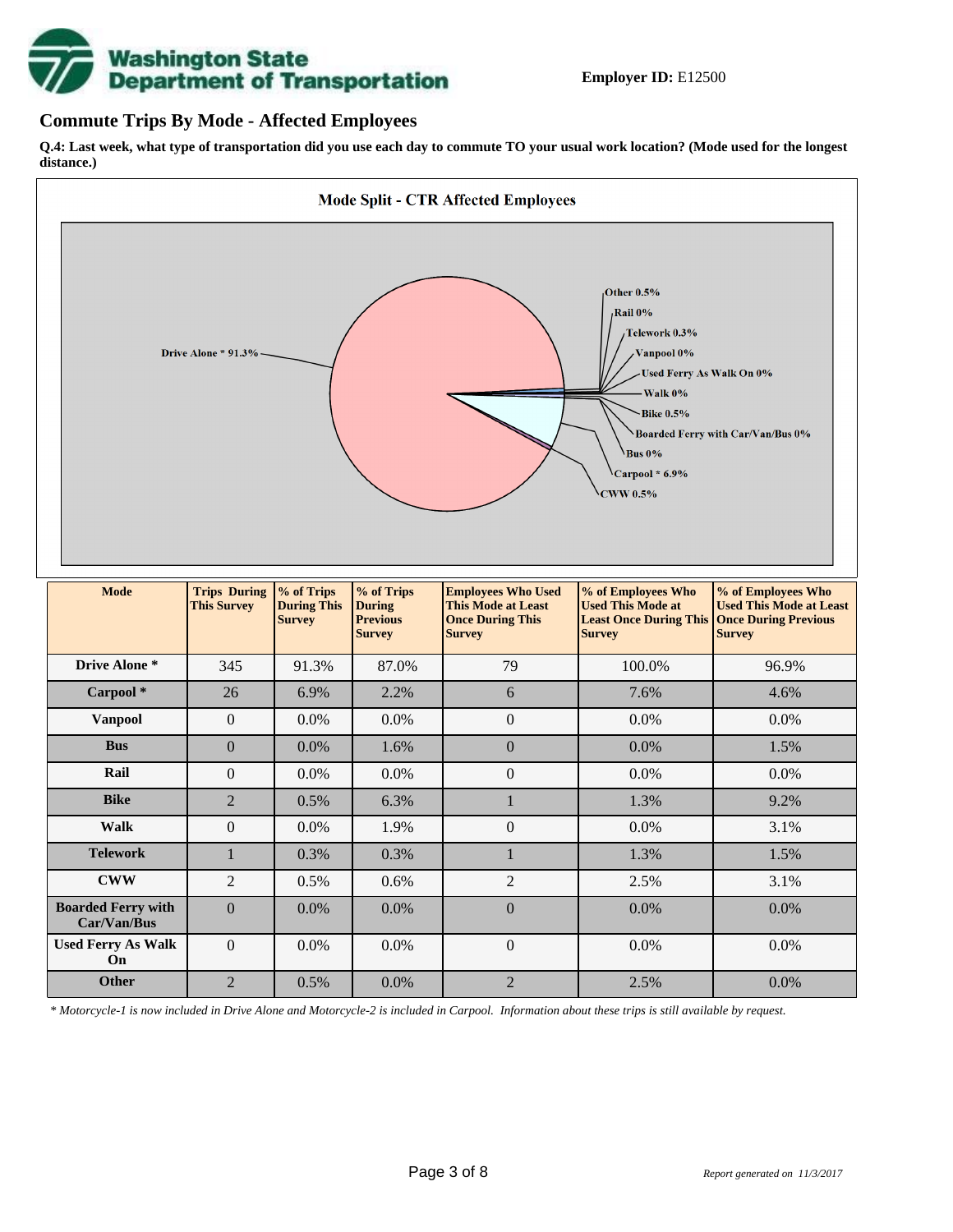**Employer ID:** E12500

## Commute Trips By Mode - Affected Employees

**Q.4: Last week, what type of transportation did you use each day to commute TO your usual work location? (Mode used for the longest distance.)**

**Mode Split - CTR Affected Employees**

Drive Alone * 91.3%
Other 0.5%
Rail 0%
Telework 0.3%
Vanpool 0%
Used Ferry As Walk On 0%
Walk 0%
Bike 0.5%
Boarded Ferry with Car/Van/Bus 0%
Bus 0%
Carpool * 6.9%
CWW 0.5%

| Mode | Trips During This Survey | % of Trips During This Survey | % of Trips During Previous Survey | Employees Who Used This Mode at Least Once During This Survey | % of Employees Who Used This Mode at Least Once During This Survey | % of Employees Who Used This Mode at Least Once During Previous Survey |
|---|---|---|---|---|---|---|
| Drive Alone * | 345 | 91.3% | 87.0% | 79 | 100.0% | 96.9% |
| Carpool * | 26 | 6.9% | 2.2% | 6 | 7.6% | 4.6% |
| Vanpool | 0 | 0.0% | 0.0% | 0 | 0.0% | 0.0% |
| Bus | 0 | 0.0% | 1.6% | 0 | 0.0% | 1.5% |
| Rail | 0 | 0.0% | 0.0% | 0 | 0.0% | 0.0% |
| Bike | 2 | 0.5% | 6.3% | 1 | 1.3% | 9.2% |
| Walk | 0 | 0.0% | 1.9% | 0 | 0.0% | 3.1% |
| Telework | 1 | 0.3% | 0.3% | 1 | 1.3% | 1.5% |
| CWW | 2 | 0.5% | 0.6% | 2 | 2.5% | 3.1% |
| Boarded Ferry with Car/Van/Bus | 0 | 0.0% | 0.0% | 0 | 0.0% | 0.0% |
| Used Ferry As Walk On | 0 | 0.0% | 0.0% | 0 | 0.0% | 0.0% |
| Other | 2 | 0.5% | 0.0% | 2 | 2.5% | 0.0% |

*\* Motorcycle-1 is now included in Drive Alone and Motorcycle-2 is included in Carpool. Information about these trips is still available by request.*

*Report generated on 11/3/2017*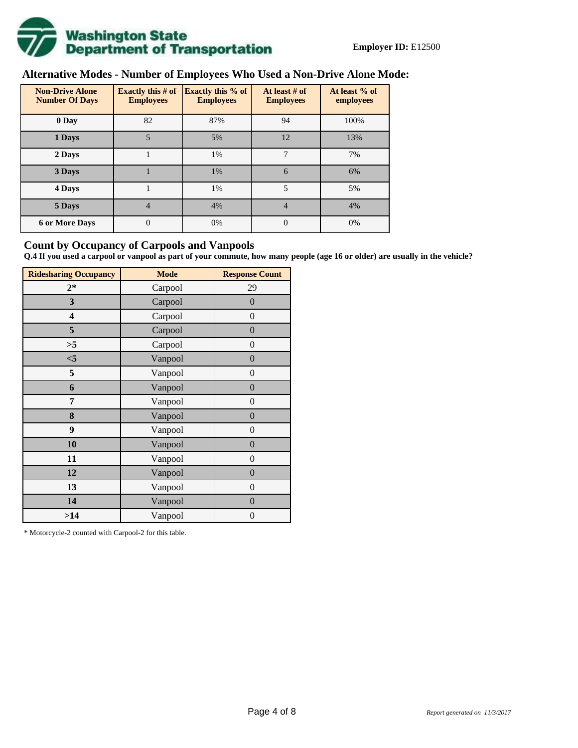**Employer ID:** E12500

## Alternative Modes - Number of Employees Who Used a Non-Drive Alone Mode:

| Non-Drive Alone Number Of Days | Exactly this # of Employees | Exactly this % of Employees | At least # of Employees | At least % of employees |
|---|---|---|---|---|
| **0 Day** | 82 | 87% | 94 | 100% |
| **1 Days** | 5 | 5% | 12 | 13% |
| **2 Days** | 1 | 1% | 7 | 7% |
| **3 Days** | 1 | 1% | 6 | 6% |
| **4 Days** | 1 | 1% | 5 | 5% |
| **5 Days** | 4 | 4% | 4 | 4% |
| **6 or More Days** | 0 | 0% | 0 | 0% |

## Count by Occupancy of Carpools and Vanpools

**Q.4 If you used a carpool or vanpool as part of your commute, how many people (age 16 or older) are usually in the vehicle?**

| Ridesharing Occupancy | Mode | Response Count |
|---|---|---|
| **2*** | Carpool | 29 |
| **3** | Carpool | 0 |
| **4** | Carpool | 0 |
| **5** | Carpool | 0 |
| **>5** | Carpool | 0 |
| **<5** | Vanpool | 0 |
| **5** | Vanpool | 0 |
| **6** | Vanpool | 0 |
| **7** | Vanpool | 0 |
| **8** | Vanpool | 0 |
| **9** | Vanpool | 0 |
| **10** | Vanpool | 0 |
| **11** | Vanpool | 0 |
| **12** | Vanpool | 0 |
| **13** | Vanpool | 0 |
| **14** | Vanpool | 0 |
| **>14** | Vanpool | 0 |

* Motorcycle-2 counted with Carpool-2 for this table.

*Report generated on 11/3/2017*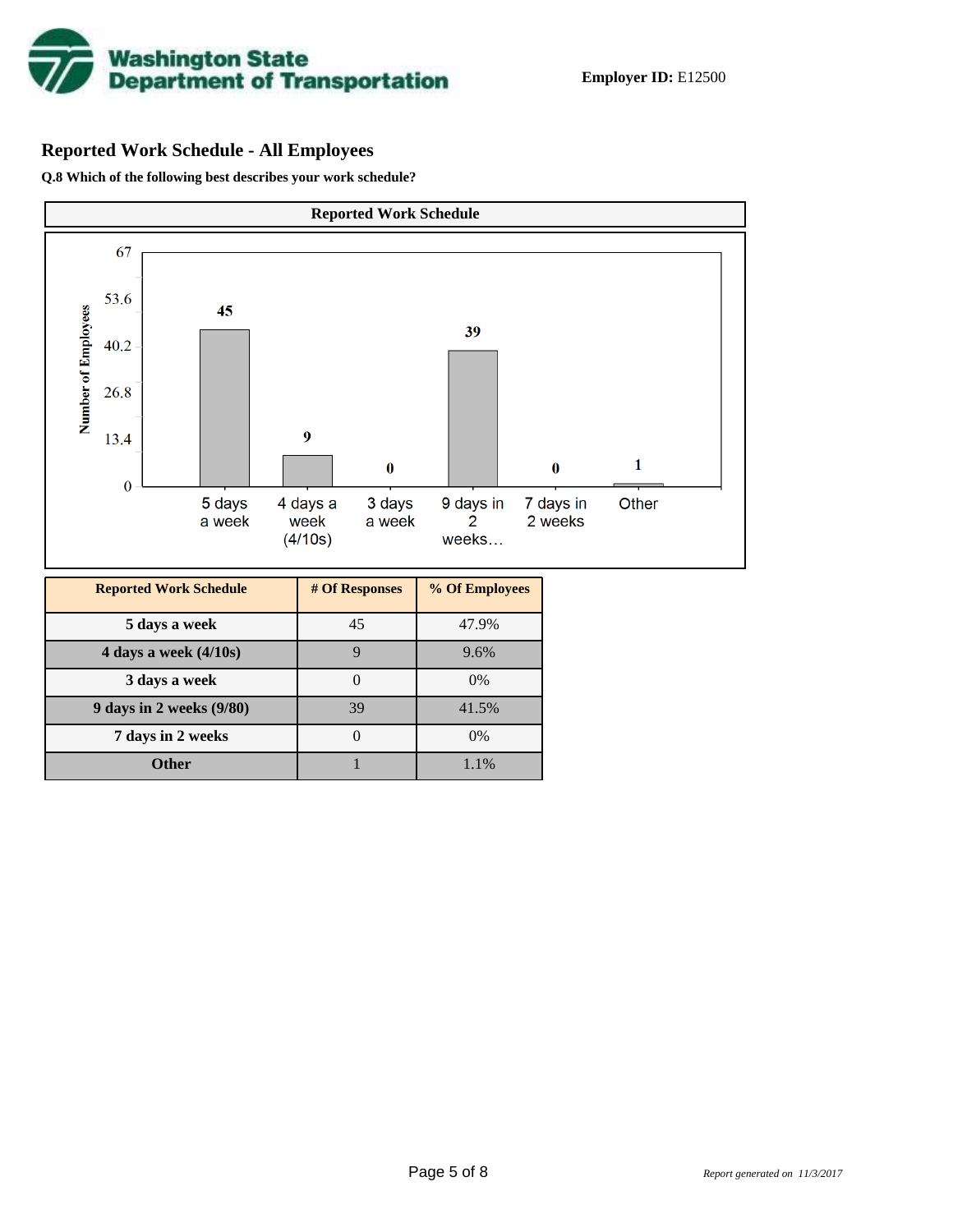**Washington State Department of Transportation**

**Employer ID:** E12500

## Reported Work Schedule - All Employees

**Q.8 Which of the following best describes your work schedule?**

**Reported Work Schedule**

| Reported Work Schedule | # Of Responses | % Of Employees |
|---|---|---|
| 5 days a week | 45 | 47.9% |
| 4 days a week (4/10s) | 9 | 9.6% |
| 3 days a week | 0 | 0% |
| 9 days in 2 weeks (9/80) | 39 | 41.5% |
| 7 days in 2 weeks | 0 | 0% |
| Other | 1 | 1.1% |

*Report generated on 11/3/2017*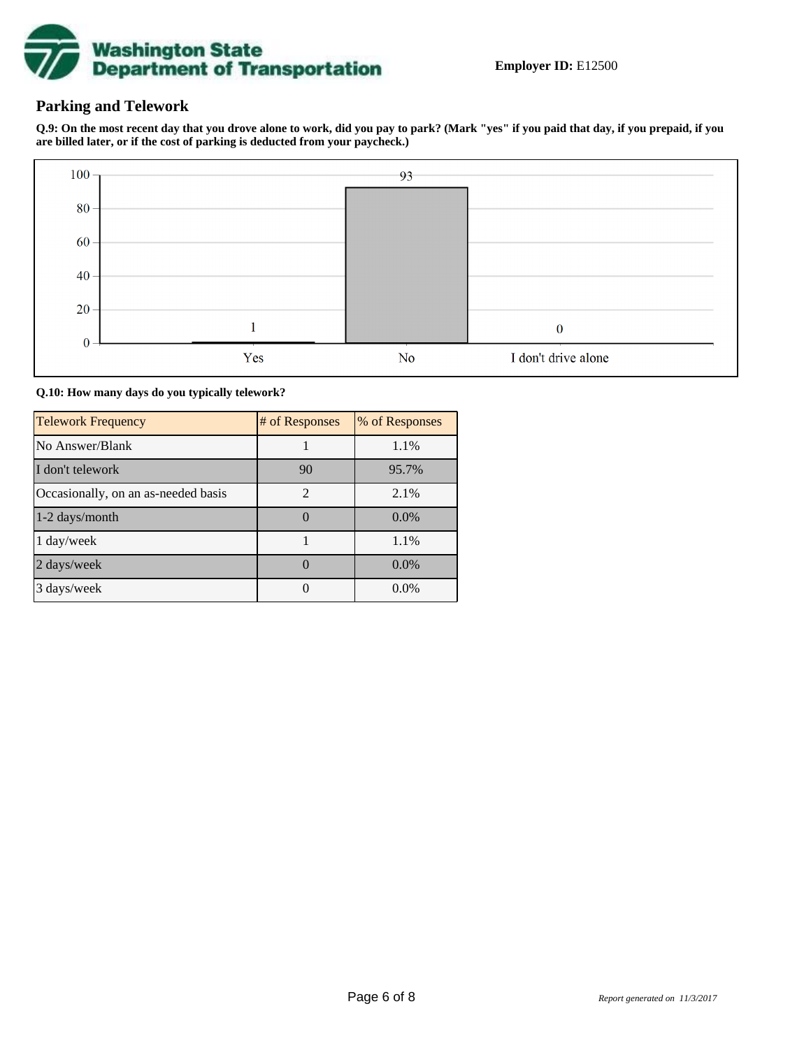**Employer ID:** E12500

## Parking and Telework

**Q.9: On the most recent day that you drove alone to work, did you pay to park? (Mark "yes" if you paid that day, if you prepaid, if you are billed later, or if the cost of parking is deducted from your paycheck.)**

| Response | Count |
|---|---|
| Yes | 1 |
| No | 93 |
| I don't drive alone | 0 |

**Q.10: How many days do you typically telework?**

| Telework Frequency | # of Responses | % of Responses |
|---|---|---|
| No Answer/Blank | 1 | 1.1% |
| I don't telework | 90 | 95.7% |
| Occasionally, on an as-needed basis | 2 | 2.1% |
| 1-2 days/month | 0 | 0.0% |
| 1 day/week | 1 | 1.1% |
| 2 days/week | 0 | 0.0% |
| 3 days/week | 0 | 0.0% |

*Report generated on 11/3/2017*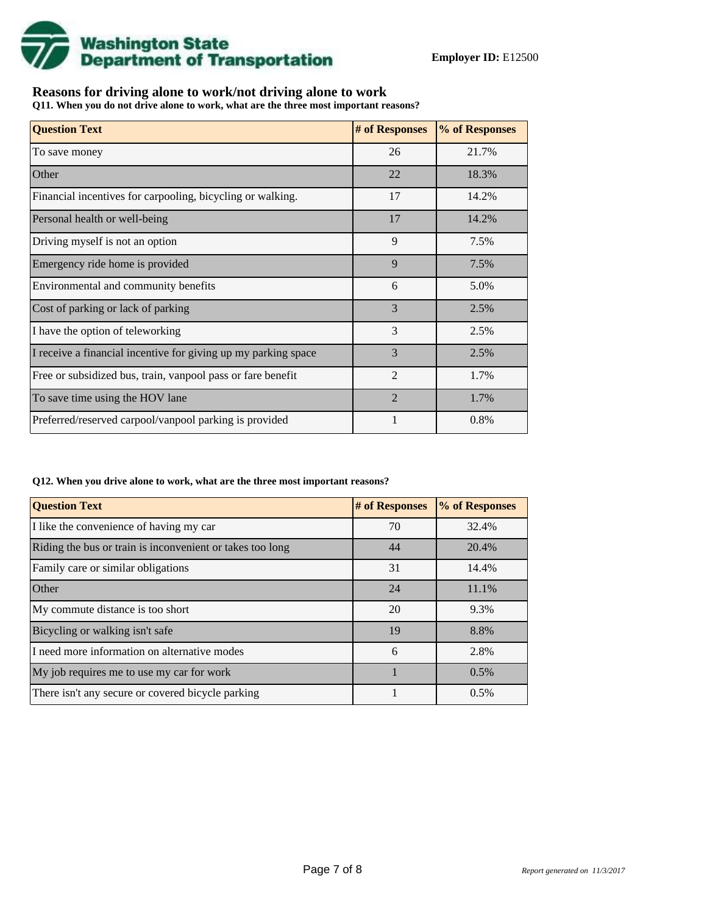**Washington State Department of Transportation**

**Employer ID:** E12500

## Reasons for driving alone to work/not driving alone to work

**Q11. When you do not drive alone to work, what are the three most important reasons?**

| Question Text | # of Responses | % of Responses |
|---|---|---|
| To save money | 26 | 21.7% |
| Other | 22 | 18.3% |
| Financial incentives for carpooling, bicycling or walking. | 17 | 14.2% |
| Personal health or well-being | 17 | 14.2% |
| Driving myself is not an option | 9 | 7.5% |
| Emergency ride home is provided | 9 | 7.5% |
| Environmental and community benefits | 6 | 5.0% |
| Cost of parking or lack of parking | 3 | 2.5% |
| I have the option of teleworking | 3 | 2.5% |
| I receive a financial incentive for giving up my parking space | 3 | 2.5% |
| Free or subsidized bus, train, vanpool pass or fare benefit | 2 | 1.7% |
| To save time using the HOV lane | 2 | 1.7% |
| Preferred/reserved carpool/vanpool parking is provided | 1 | 0.8% |

**Q12. When you drive alone to work, what are the three most important reasons?**

| Question Text | # of Responses | % of Responses |
|---|---|---|
| I like the convenience of having my car | 70 | 32.4% |
| Riding the bus or train is inconvenient or takes too long | 44 | 20.4% |
| Family care or similar obligations | 31 | 14.4% |
| Other | 24 | 11.1% |
| My commute distance is too short | 20 | 9.3% |
| Bicycling or walking isn't safe | 19 | 8.8% |
| I need more information on alternative modes | 6 | 2.8% |
| My job requires me to use my car for work | 1 | 0.5% |
| There isn't any secure or covered bicycle parking | 1 | 0.5% |

*Report generated on 11/3/2017*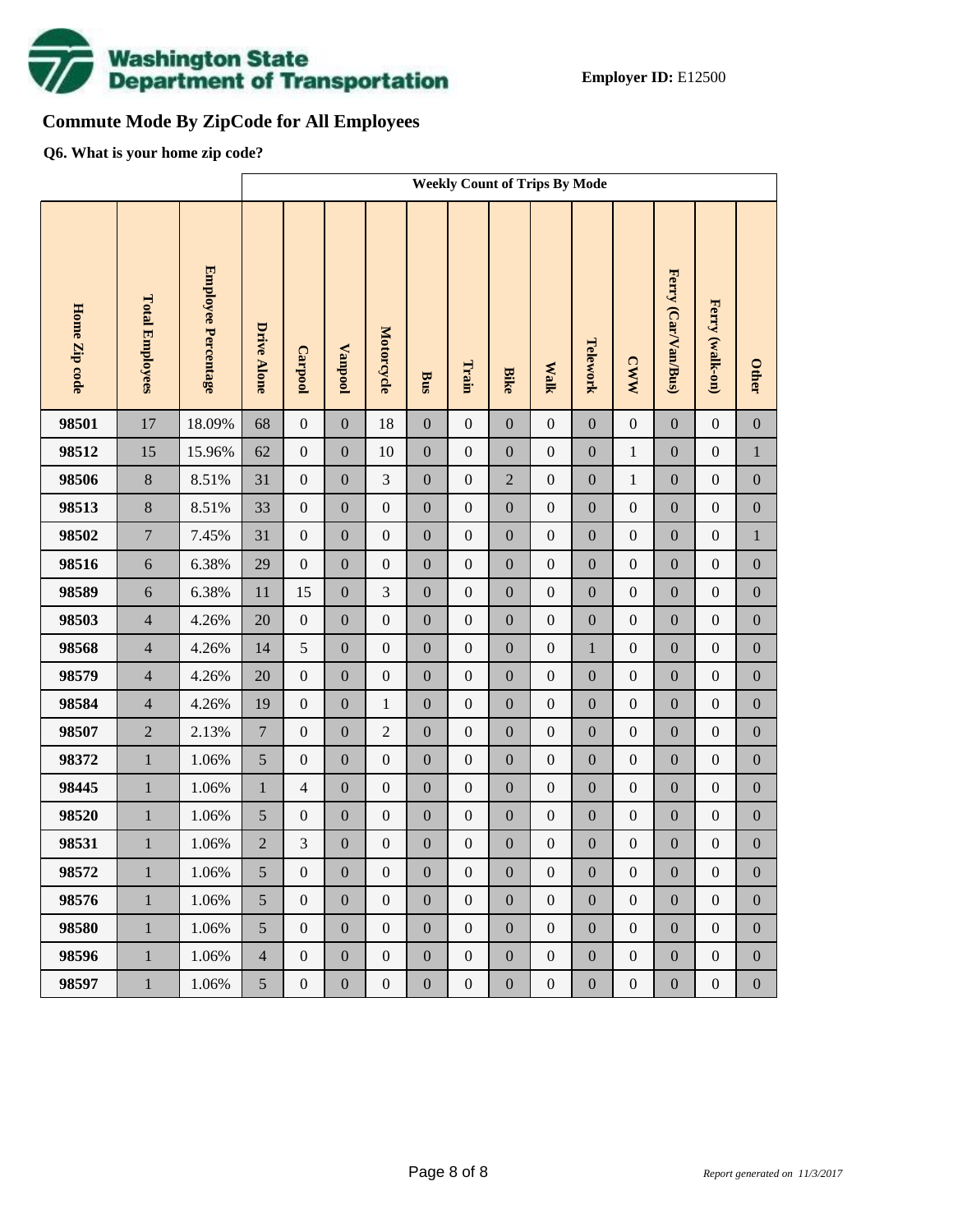**Employer ID:** E12500

## Commute Mode By ZipCode for All Employees

**Q6. What is your home zip code?**

| | | | Weekly Count of Trips By Mode | | | | | | | | | | | | |
|---|---|---|---|---|---|---|---|---|---|---|---|---|---|---|---|
| Home Zip code | Total Employees | Employee Percentage | Drive Alone | Carpool | Vanpool | Motorcycle | Bus | Train | Bike | Walk | Telework | CWW | Ferry (Car/Van/Bus) | Ferry (walk-on) | Other |
| 98501 | 17 | 18.09% | 68 | 0 | 0 | 18 | 0 | 0 | 0 | 0 | 0 | 0 | 0 | 0 | 0 |
| 98512 | 15 | 15.96% | 62 | 0 | 0 | 10 | 0 | 0 | 0 | 0 | 0 | 1 | 0 | 0 | 1 |
| 98506 | 8 | 8.51% | 31 | 0 | 0 | 3 | 0 | 0 | 2 | 0 | 0 | 1 | 0 | 0 | 0 |
| 98513 | 8 | 8.51% | 33 | 0 | 0 | 0 | 0 | 0 | 0 | 0 | 0 | 0 | 0 | 0 | 0 |
| 98502 | 7 | 7.45% | 31 | 0 | 0 | 0 | 0 | 0 | 0 | 0 | 0 | 0 | 0 | 0 | 1 |
| 98516 | 6 | 6.38% | 29 | 0 | 0 | 0 | 0 | 0 | 0 | 0 | 0 | 0 | 0 | 0 | 0 |
| 98589 | 6 | 6.38% | 11 | 15 | 0 | 3 | 0 | 0 | 0 | 0 | 0 | 0 | 0 | 0 | 0 |
| 98503 | 4 | 4.26% | 20 | 0 | 0 | 0 | 0 | 0 | 0 | 0 | 0 | 0 | 0 | 0 | 0 |
| 98568 | 4 | 4.26% | 14 | 5 | 0 | 0 | 0 | 0 | 0 | 0 | 1 | 0 | 0 | 0 | 0 |
| 98579 | 4 | 4.26% | 20 | 0 | 0 | 0 | 0 | 0 | 0 | 0 | 0 | 0 | 0 | 0 | 0 |
| 98584 | 4 | 4.26% | 19 | 0 | 0 | 1 | 0 | 0 | 0 | 0 | 0 | 0 | 0 | 0 | 0 |
| 98507 | 2 | 2.13% | 7 | 0 | 0 | 2 | 0 | 0 | 0 | 0 | 0 | 0 | 0 | 0 | 0 |
| 98372 | 1 | 1.06% | 5 | 0 | 0 | 0 | 0 | 0 | 0 | 0 | 0 | 0 | 0 | 0 | 0 |
| 98445 | 1 | 1.06% | 1 | 4 | 0 | 0 | 0 | 0 | 0 | 0 | 0 | 0 | 0 | 0 | 0 |
| 98520 | 1 | 1.06% | 5 | 0 | 0 | 0 | 0 | 0 | 0 | 0 | 0 | 0 | 0 | 0 | 0 |
| 98531 | 1 | 1.06% | 2 | 3 | 0 | 0 | 0 | 0 | 0 | 0 | 0 | 0 | 0 | 0 | 0 |
| 98572 | 1 | 1.06% | 5 | 0 | 0 | 0 | 0 | 0 | 0 | 0 | 0 | 0 | 0 | 0 | 0 |
| 98576 | 1 | 1.06% | 5 | 0 | 0 | 0 | 0 | 0 | 0 | 0 | 0 | 0 | 0 | 0 | 0 |
| 98580 | 1 | 1.06% | 5 | 0 | 0 | 0 | 0 | 0 | 0 | 0 | 0 | 0 | 0 | 0 | 0 |
| 98596 | 1 | 1.06% | 4 | 0 | 0 | 0 | 0 | 0 | 0 | 0 | 0 | 0 | 0 | 0 | 0 |
| 98597 | 1 | 1.06% | 5 | 0 | 0 | 0 | 0 | 0 | 0 | 0 | 0 | 0 | 0 | 0 | 0 |

*Report generated on 11/3/2017*